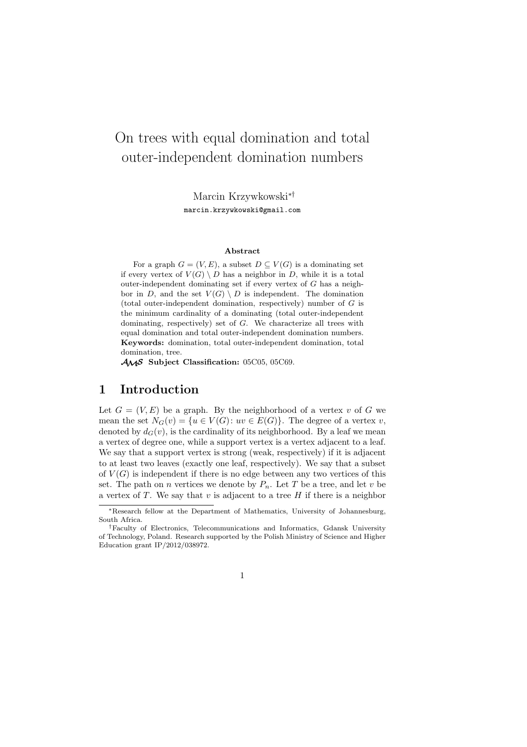# On trees with equal domination and total outer-independent domination numbers

Marcin Krzywkowski[*][†]

marcin.krzywkowski@gmail.com

**Abstract**

For a graph $G = (V, E)$, a subset $D \subseteq V(G)$ is a dominating set if every vertex of $V(G) \setminus D$ has a neighbor in $D$, while it is a total outer-independent dominating set if every vertex of $G$ has a neighbor in $D$, and the set $V(G) \setminus D$ is independent. The domination (total outer-independent domination, respectively) number of $G$ is the minimum cardinality of a dominating (total outer-independent dominating, respectively) set of $G$. We characterize all trees with equal domination and total outer-independent domination numbers.

**Keywords:** domination, total outer-independent domination, total domination, tree.

**AMS Subject Classification:** 05C05, 05C69.

## 1 Introduction

Let $G = (V, E)$ be a graph. By the neighborhood of a vertex $v$ of $G$ we mean the set $N_G(v) = \{u \in V(G) : uv \in E(G)\}$. The degree of a vertex $v$, denoted by $d_G(v)$, is the cardinality of its neighborhood. By a leaf we mean a vertex of degree one, while a support vertex is a vertex adjacent to a leaf. We say that a support vertex is strong (weak, respectively) if it is adjacent to at least two leaves (exactly one leaf, respectively). We say that a subset of $V(G)$ is independent if there is no edge between any two vertices of this set. The path on $n$ vertices we denote by $P_n$. Let $T$ be a tree, and let $v$ be a vertex of $T$. We say that $v$ is adjacent to a tree $H$ if there is a neighbor

[*] Research fellow at the Department of Mathematics, University of Johannesburg, South Africa.

[†] Faculty of Electronics, Telecommunications and Informatics, Gdansk University of Technology, Poland. Research supported by the Polish Ministry of Science and Higher Education grant IP/2012/038972.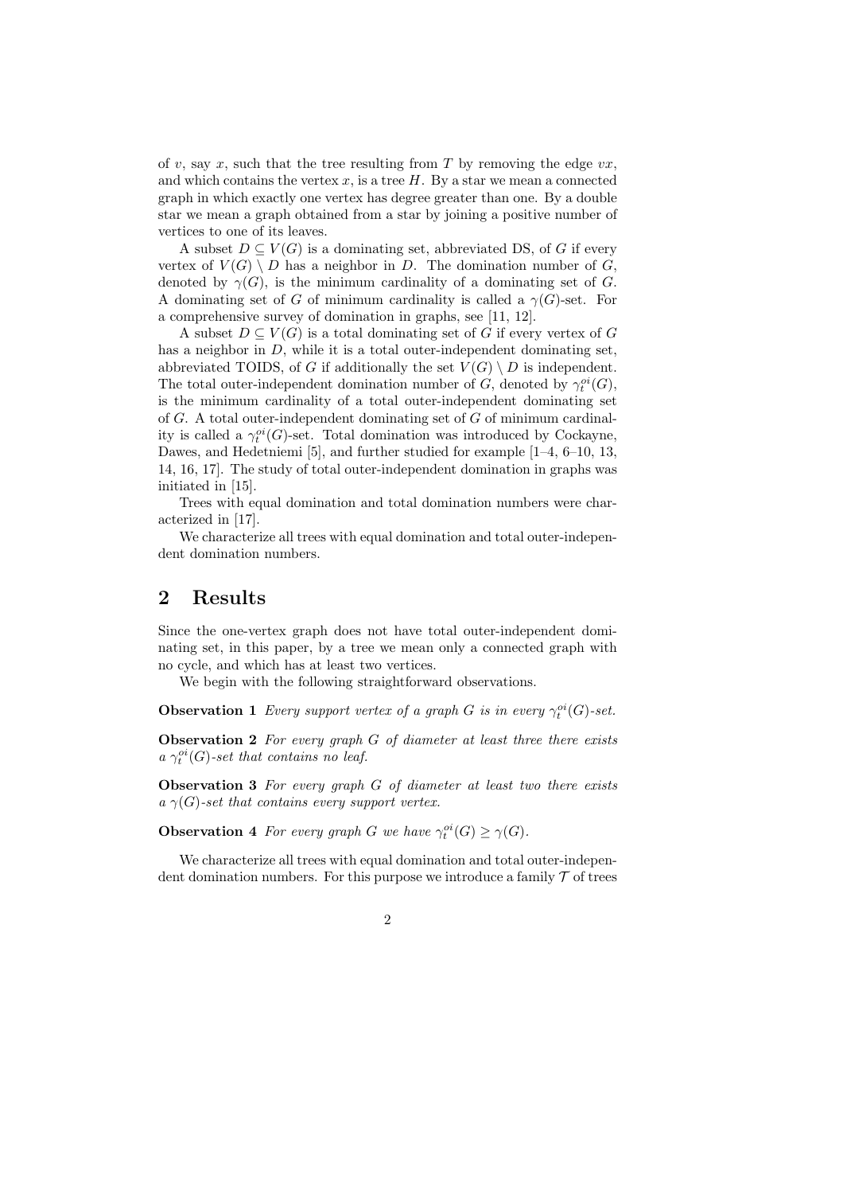of $v$, say $x$, such that the tree resulting from $T$ by removing the edge $vx$, and which contains the vertex $x$, is a tree $H$. By a star we mean a connected graph in which exactly one vertex has degree greater than one. By a double star we mean a graph obtained from a star by joining a positive number of vertices to one of its leaves.

A subset $D \subseteq V(G)$ is a dominating set, abbreviated DS, of $G$ if every vertex of $V(G) \setminus D$ has a neighbor in $D$. The domination number of $G$, denoted by $\gamma(G)$, is the minimum cardinality of a dominating set of $G$. A dominating set of $G$ of minimum cardinality is called a $\gamma(G)$-set. For a comprehensive survey of domination in graphs, see [11, 12].

A subset $D \subseteq V(G)$ is a total dominating set of $G$ if every vertex of $G$ has a neighbor in $D$, while it is a total outer-independent dominating set, abbreviated TOIDS, of $G$ if additionally the set $V(G) \setminus D$ is independent. The total outer-independent domination number of $G$, denoted by $\gamma_t^{oi}(G)$, is the minimum cardinality of a total outer-independent dominating set of $G$. A total outer-independent dominating set of $G$ of minimum cardinality is called a $\gamma_t^{oi}(G)$-set. Total domination was introduced by Cockayne, Dawes, and Hedetniemi [5], and further studied for example [1–4, 6–10, 13, 14, 16, 17]. The study of total outer-independent domination in graphs was initiated in [15].

Trees with equal domination and total domination numbers were characterized in [17].

We characterize all trees with equal domination and total outer-independent domination numbers.

## 2 Results

Since the one-vertex graph does not have total outer-independent dominating set, in this paper, by a tree we mean only a connected graph with no cycle, and which has at least two vertices.

We begin with the following straightforward observations.

**Observation 1** *Every support vertex of a graph $G$ is in every $\gamma_t^{oi}(G)$-set.*

**Observation 2** *For every graph $G$ of diameter at least three there exists a $\gamma_t^{oi}(G)$-set that contains no leaf.*

**Observation 3** *For every graph $G$ of diameter at least two there exists a $\gamma(G)$-set that contains every support vertex.*

**Observation 4** *For every graph $G$ we have $\gamma_t^{oi}(G) \geq \gamma(G)$.*

We characterize all trees with equal domination and total outer-independent domination numbers. For this purpose we introduce a family $\mathcal{T}$ of trees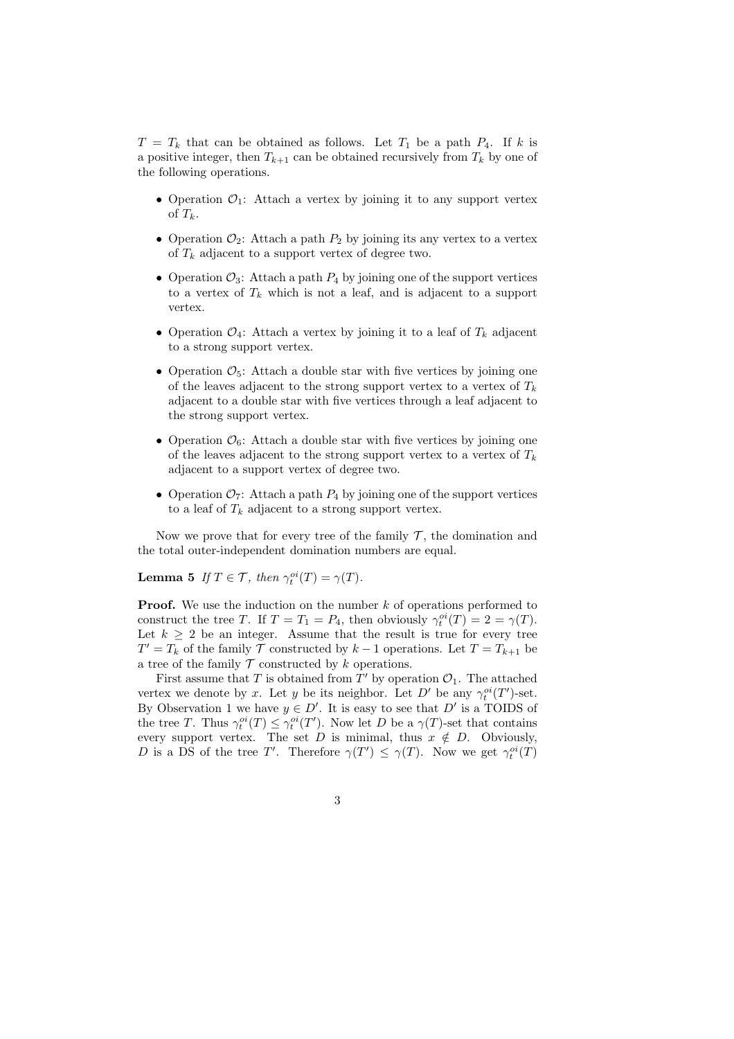$T = T_k$ that can be obtained as follows. Let $T_1$ be a path $P_4$. If $k$ is a positive integer, then $T_{k+1}$ can be obtained recursively from $T_k$ by one of the following operations.

- Operation $\mathcal{O}_1$: Attach a vertex by joining it to any support vertex of $T_k$.
- Operation $\mathcal{O}_2$: Attach a path $P_2$ by joining its any vertex to a vertex of $T_k$ adjacent to a support vertex of degree two.
- Operation $\mathcal{O}_3$: Attach a path $P_4$ by joining one of the support vertices to a vertex of $T_k$ which is not a leaf, and is adjacent to a support vertex.
- Operation $\mathcal{O}_4$: Attach a vertex by joining it to a leaf of $T_k$ adjacent to a strong support vertex.
- Operation $\mathcal{O}_5$: Attach a double star with five vertices by joining one of the leaves adjacent to the strong support vertex to a vertex of $T_k$ adjacent to a double star with five vertices through a leaf adjacent to the strong support vertex.
- Operation $\mathcal{O}_6$: Attach a double star with five vertices by joining one of the leaves adjacent to the strong support vertex to a vertex of $T_k$ adjacent to a support vertex of degree two.
- Operation $\mathcal{O}_7$: Attach a path $P_4$ by joining one of the support vertices to a leaf of $T_k$ adjacent to a strong support vertex.

Now we prove that for every tree of the family $\mathcal{T}$, the domination and the total outer-independent domination numbers are equal.

**Lemma 5** *If $T \in \mathcal{T}$, then $\gamma_t^{oi}(T) = \gamma(T)$.*

**Proof.** We use the induction on the number $k$ of operations performed to construct the tree $T$. If $T = T_1 = P_4$, then obviously $\gamma_t^{oi}(T) = 2 = \gamma(T)$. Let $k \geq 2$ be an integer. Assume that the result is true for every tree $T' = T_k$ of the family $\mathcal{T}$ constructed by $k-1$ operations. Let $T = T_{k+1}$ be a tree of the family $\mathcal{T}$ constructed by $k$ operations.

First assume that $T$ is obtained from $T'$ by operation $\mathcal{O}_1$. The attached vertex we denote by $x$. Let $y$ be its neighbor. Let $D'$ be any $\gamma_t^{oi}(T')$-set. By Observation 1 we have $y \in D'$. It is easy to see that $D'$ is a TOIDS of the tree $T$. Thus $\gamma_t^{oi}(T) \leq \gamma_t^{oi}(T')$. Now let $D$ be a $\gamma(T)$-set that contains every support vertex. The set $D$ is minimal, thus $x \notin D$. Obviously, $D$ is a DS of the tree $T'$. Therefore $\gamma(T') \leq \gamma(T)$. Now we get $\gamma_t^{oi}(T)$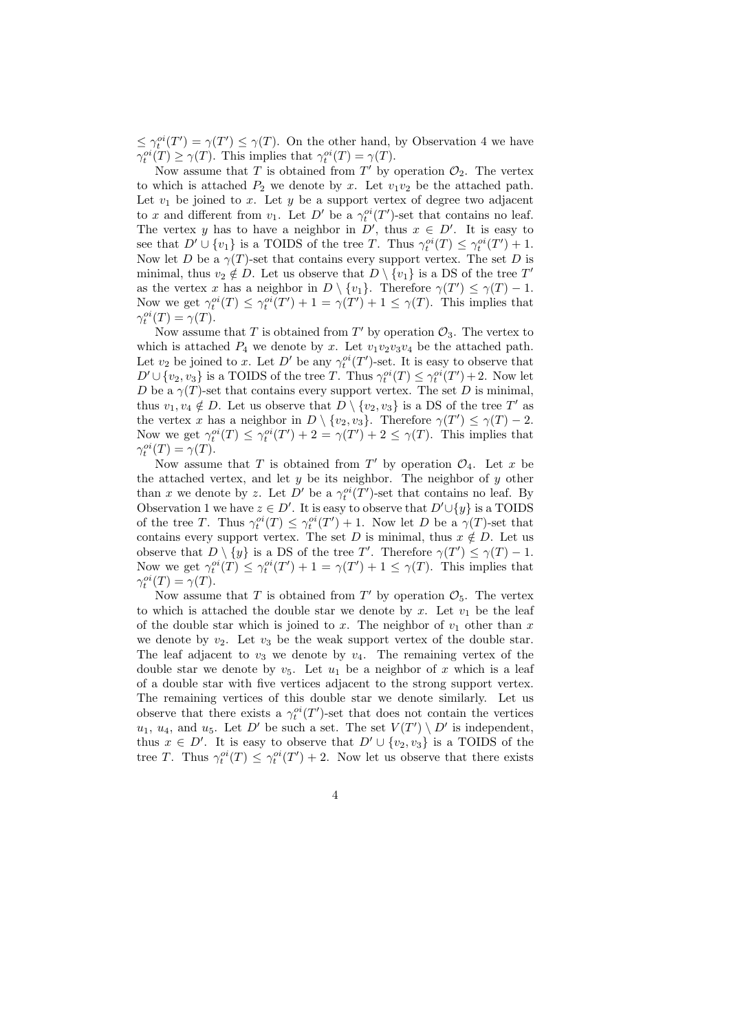$\leq \gamma_t^{oi}(T') = \gamma(T') \leq \gamma(T)$. On the other hand, by Observation 4 we have $\gamma_t^{oi}(T) \geq \gamma(T)$. This implies that $\gamma_t^{oi}(T) = \gamma(T)$.

Now assume that $T$ is obtained from $T'$ by operation $\mathcal{O}_2$. The vertex to which is attached $P_2$ we denote by $x$. Let $v_1v_2$ be the attached path. Let $v_1$ be joined to $x$. Let $y$ be a support vertex of degree two adjacent to $x$ and different from $v_1$. Let $D'$ be a $\gamma_t^{oi}(T')$-set that contains no leaf. The vertex $y$ has to have a neighbor in $D'$, thus $x \in D'$. It is easy to see that $D' \cup \{v_1\}$ is a TOIDS of the tree $T$. Thus $\gamma_t^{oi}(T) \leq \gamma_t^{oi}(T') + 1$. Now let $D$ be a $\gamma(T)$-set that contains every support vertex. The set $D$ is minimal, thus $v_2 \notin D$. Let us observe that $D \setminus \{v_1\}$ is a DS of the tree $T'$ as the vertex $x$ has a neighbor in $D \setminus \{v_1\}$. Therefore $\gamma(T') \leq \gamma(T) - 1$. Now we get $\gamma_t^{oi}(T) \leq \gamma_t^{oi}(T') + 1 = \gamma(T') + 1 \leq \gamma(T)$. This implies that $\gamma_t^{oi}(T) = \gamma(T)$.

Now assume that $T$ is obtained from $T'$ by operation $\mathcal{O}_3$. The vertex to which is attached $P_4$ we denote by $x$. Let $v_1v_2v_3v_4$ be the attached path. Let $v_2$ be joined to $x$. Let $D'$ be any $\gamma_t^{oi}(T')$-set. It is easy to observe that $D' \cup \{v_2, v_3\}$ is a TOIDS of the tree $T$. Thus $\gamma_t^{oi}(T) \leq \gamma_t^{oi}(T') + 2$. Now let $D$ be a $\gamma(T)$-set that contains every support vertex. The set $D$ is minimal, thus $v_1, v_4 \notin D$. Let us observe that $D \setminus \{v_2, v_3\}$ is a DS of the tree $T'$ as the vertex $x$ has a neighbor in $D \setminus \{v_2, v_3\}$. Therefore $\gamma(T') \leq \gamma(T) - 2$. Now we get $\gamma_t^{oi}(T) \leq \gamma_t^{oi}(T') + 2 = \gamma(T') + 2 \leq \gamma(T)$. This implies that $\gamma_t^{oi}(T) = \gamma(T)$.

Now assume that $T$ is obtained from $T'$ by operation $\mathcal{O}_4$. Let $x$ be the attached vertex, and let $y$ be its neighbor. The neighbor of $y$ other than $x$ we denote by $z$. Let $D'$ be a $\gamma_t^{oi}(T')$-set that contains no leaf. By Observation 1 we have $z \in D'$. It is easy to observe that $D' \cup \{y\}$ is a TOIDS of the tree $T$. Thus $\gamma_t^{oi}(T) \leq \gamma_t^{oi}(T') + 1$. Now let $D$ be a $\gamma(T)$-set that contains every support vertex. The set $D$ is minimal, thus $x \notin D$. Let us observe that $D \setminus \{y\}$ is a DS of the tree $T'$. Therefore $\gamma(T') \leq \gamma(T) - 1$. Now we get $\gamma_t^{oi}(T) \leq \gamma_t^{oi}(T') + 1 = \gamma(T') + 1 \leq \gamma(T)$. This implies that $\gamma_t^{oi}(T) = \gamma(T)$.

Now assume that $T$ is obtained from $T'$ by operation $\mathcal{O}_5$. The vertex to which is attached the double star we denote by $x$. Let $v_1$ be the leaf of the double star which is joined to $x$. The neighbor of $v_1$ other than $x$ we denote by $v_2$. Let $v_3$ be the weak support vertex of the double star. The leaf adjacent to $v_3$ we denote by $v_4$. The remaining vertex of the double star we denote by $v_5$. Let $u_1$ be a neighbor of $x$ which is a leaf of a double star with five vertices adjacent to the strong support vertex. The remaining vertices of this double star we denote similarly. Let us observe that there exists a $\gamma_t^{oi}(T')$-set that does not contain the vertices $u_1$, $u_4$, and $u_5$. Let $D'$ be such a set. The set $V(T') \setminus D'$ is independent, thus $x \in D'$. It is easy to observe that $D' \cup \{v_2, v_3\}$ is a TOIDS of the tree $T$. Thus $\gamma_t^{oi}(T) \leq \gamma_t^{oi}(T') + 2$. Now let us observe that there exists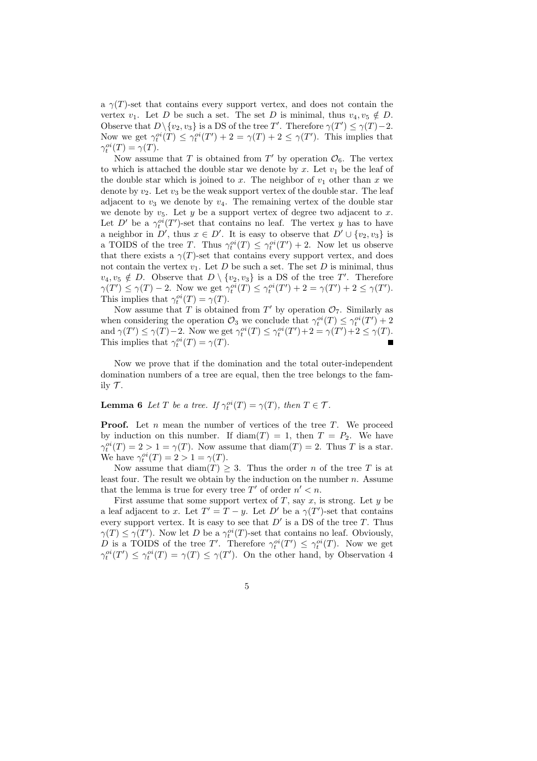a $\gamma(T)$-set that contains every support vertex, and does not contain the vertex $v_1$. Let $D$ be such a set. The set $D$ is minimal, thus $v_4, v_5 \notin D$. Observe that $D \setminus \{v_2, v_3\}$ is a DS of the tree $T'$. Therefore $\gamma(T') \leq \gamma(T) - 2$. Now we get $\gamma_t^{oi}(T) \leq \gamma_t^{oi}(T') + 2 = \gamma(T) + 2 \leq \gamma(T')$. This implies that $\gamma_t^{oi}(T) = \gamma(T)$.

Now assume that $T$ is obtained from $T'$ by operation $\mathcal{O}_6$. The vertex to which is attached the double star we denote by $x$. Let $v_1$ be the leaf of the double star which is joined to $x$. The neighbor of $v_1$ other than $x$ we denote by $v_2$. Let $v_3$ be the weak support vertex of the double star. The leaf adjacent to $v_3$ we denote by $v_4$. The remaining vertex of the double star we denote by $v_5$. Let $y$ be a support vertex of degree two adjacent to $x$. Let $D'$ be a $\gamma_t^{oi}(T')$-set that contains no leaf. The vertex $y$ has to have a neighbor in $D'$, thus $x \in D'$. It is easy to observe that $D' \cup \{v_2, v_3\}$ is a TOIDS of the tree $T$. Thus $\gamma_t^{oi}(T) \leq \gamma_t^{oi}(T') + 2$. Now let us observe that there exists a $\gamma(T)$-set that contains every support vertex, and does not contain the vertex $v_1$. Let $D$ be such a set. The set $D$ is minimal, thus $v_4, v_5 \notin D$. Observe that $D \setminus \{v_2, v_3\}$ is a DS of the tree $T'$. Therefore $\gamma(T') \leq \gamma(T) - 2$. Now we get $\gamma_t^{oi}(T) \leq \gamma_t^{oi}(T') + 2 = \gamma(T') + 2 \leq \gamma(T')$. This implies that $\gamma_t^{oi}(T) = \gamma(T)$.

Now assume that $T$ is obtained from $T'$ by operation $\mathcal{O}_7$. Similarly as when considering the operation $\mathcal{O}_3$ we conclude that $\gamma_t^{oi}(T) \leq \gamma_t^{oi}(T') + 2$ and $\gamma(T') \leq \gamma(T) - 2$. Now we get $\gamma_t^{oi}(T) \leq \gamma_t^{oi}(T') + 2 = \gamma(T') + 2 \leq \gamma(T)$. This implies that $\gamma_t^{oi}(T) = \gamma(T)$. ∎

Now we prove that if the domination and the total outer-independent domination numbers of a tree are equal, then the tree belongs to the family $\mathcal{T}$.

**Lemma 6** *Let $T$ be a tree. If $\gamma_t^{oi}(T) = \gamma(T)$, then $T \in \mathcal{T}$.*

**Proof.** Let $n$ mean the number of vertices of the tree $T$. We proceed by induction on this number. If $\text{diam}(T) = 1$, then $T = P_2$. We have $\gamma_t^{oi}(T) = 2 > 1 = \gamma(T)$. Now assume that $\text{diam}(T) = 2$. Thus $T$ is a star. We have $\gamma_t^{oi}(T) = 2 > 1 = \gamma(T)$.

Now assume that $\text{diam}(T) \geq 3$. Thus the order $n$ of the tree $T$ is at least four. The result we obtain by the induction on the number $n$. Assume that the lemma is true for every tree $T'$ of order $n' < n$.

First assume that some support vertex of $T$, say $x$, is strong. Let $y$ be a leaf adjacent to $x$. Let $T' = T - y$. Let $D'$ be a $\gamma(T')$-set that contains every support vertex. It is easy to see that $D'$ is a DS of the tree $T$. Thus $\gamma(T) \leq \gamma(T')$. Now let $D$ be a $\gamma_t^{oi}(T)$-set that contains no leaf. Obviously, $D$ is a TOIDS of the tree $T'$. Therefore $\gamma_t^{oi}(T') \leq \gamma_t^{oi}(T)$. Now we get $\gamma_t^{oi}(T') \leq \gamma_t^{oi}(T) = \gamma(T) \leq \gamma(T')$. On the other hand, by Observation 4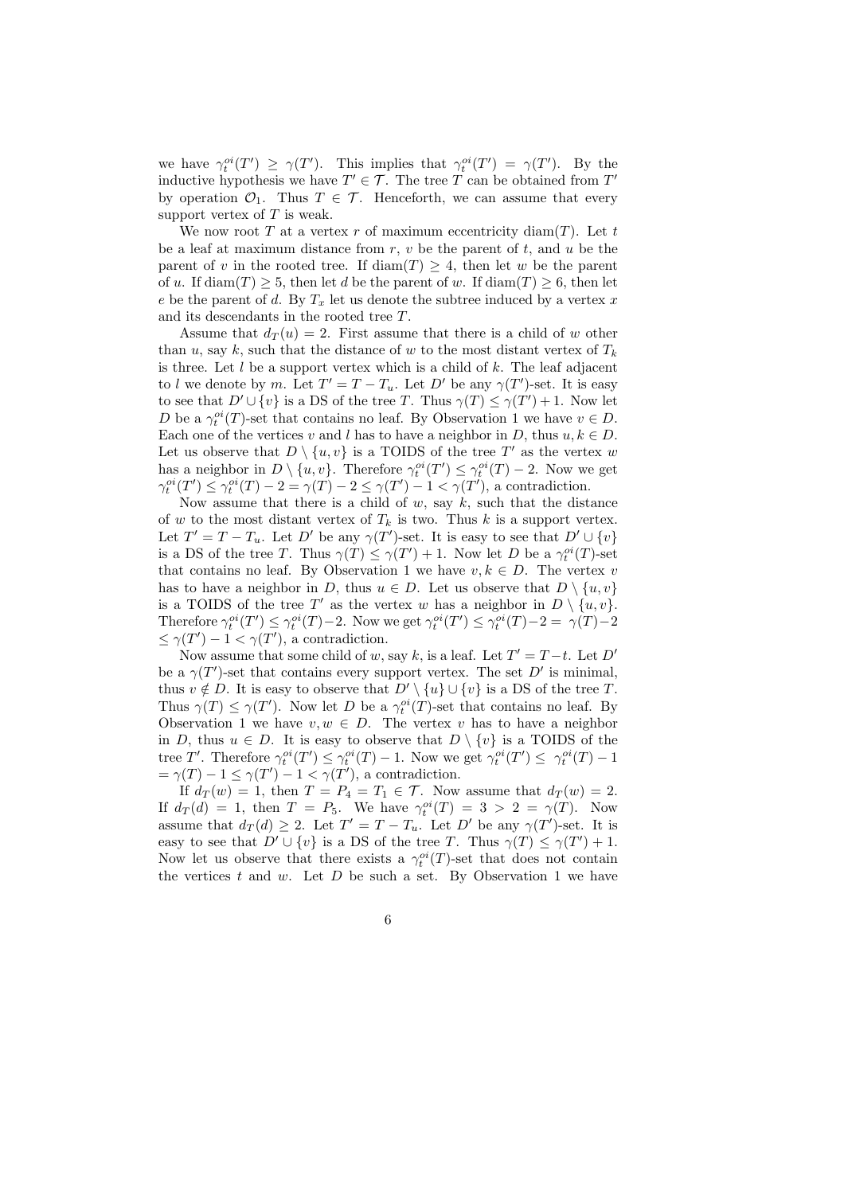we have $\gamma_t^{oi}(T') \geq \gamma(T')$. This implies that $\gamma_t^{oi}(T') = \gamma(T')$. By the inductive hypothesis we have $T' \in \mathcal{T}$. The tree $T$ can be obtained from $T'$ by operation $\mathcal{O}_1$. Thus $T \in \mathcal{T}$. Henceforth, we can assume that every support vertex of $T$ is weak.

We now root $T$ at a vertex $r$ of maximum eccentricity $\mathrm{diam}(T)$. Let $t$ be a leaf at maximum distance from $r$, $v$ be the parent of $t$, and $u$ be the parent of $v$ in the rooted tree. If $\mathrm{diam}(T) \geq 4$, then let $w$ be the parent of $u$. If $\mathrm{diam}(T) \geq 5$, then let $d$ be the parent of $w$. If $\mathrm{diam}(T) \geq 6$, then let $e$ be the parent of $d$. By $T_x$ let us denote the subtree induced by a vertex $x$ and its descendants in the rooted tree $T$.

Assume that $d_T(u) = 2$. First assume that there is a child of $w$ other than $u$, say $k$, such that the distance of $w$ to the most distant vertex of $T_k$ is three. Let $l$ be a support vertex which is a child of $k$. The leaf adjacent to $l$ we denote by $m$. Let $T' = T - T_u$. Let $D'$ be any $\gamma(T')$-set. It is easy to see that $D' \cup \{v\}$ is a DS of the tree $T$. Thus $\gamma(T) \leq \gamma(T') + 1$. Now let $D$ be a $\gamma_t^{oi}(T)$-set that contains no leaf. By Observation 1 we have $v \in D$. Each one of the vertices $v$ and $l$ has to have a neighbor in $D$, thus $u, k \in D$. Let us observe that $D \setminus \{u, v\}$ is a TOIDS of the tree $T'$ as the vertex $w$ has a neighbor in $D \setminus \{u, v\}$. Therefore $\gamma_t^{oi}(T') \leq \gamma_t^{oi}(T) - 2$. Now we get $\gamma_t^{oi}(T') \leq \gamma_t^{oi}(T) - 2 = \gamma(T) - 2 \leq \gamma(T') - 1 < \gamma(T')$, a contradiction.

Now assume that there is a child of $w$, say $k$, such that the distance of $w$ to the most distant vertex of $T_k$ is two. Thus $k$ is a support vertex. Let $T' = T - T_u$. Let $D'$ be any $\gamma(T')$-set. It is easy to see that $D' \cup \{v\}$ is a DS of the tree $T$. Thus $\gamma(T) \leq \gamma(T') + 1$. Now let $D$ be a $\gamma_t^{oi}(T)$-set that contains no leaf. By Observation 1 we have $v, k \in D$. The vertex $v$ has to have a neighbor in $D$, thus $u \in D$. Let us observe that $D \setminus \{u, v\}$ is a TOIDS of the tree $T'$ as the vertex $w$ has a neighbor in $D \setminus \{u, v\}$. Therefore $\gamma_t^{oi}(T') \leq \gamma_t^{oi}(T) - 2$. Now we get $\gamma_t^{oi}(T') \leq \gamma_t^{oi}(T) - 2 = \gamma(T) - 2 \leq \gamma(T') - 1 < \gamma(T')$, a contradiction.

Now assume that some child of $w$, say $k$, is a leaf. Let $T' = T - t$. Let $D'$ be a $\gamma(T')$-set that contains every support vertex. The set $D'$ is minimal, thus $v \notin D$. It is easy to observe that $D' \setminus \{u\} \cup \{v\}$ is a DS of the tree $T$. Thus $\gamma(T) \leq \gamma(T')$. Now let $D$ be a $\gamma_t^{oi}(T)$-set that contains no leaf. By Observation 1 we have $v, w \in D$. The vertex $v$ has to have a neighbor in $D$, thus $u \in D$. It is easy to observe that $D \setminus \{v\}$ is a TOIDS of the tree $T'$. Therefore $\gamma_t^{oi}(T') \leq \gamma_t^{oi}(T) - 1$. Now we get $\gamma_t^{oi}(T') \leq \gamma_t^{oi}(T) - 1 = \gamma(T) - 1 \leq \gamma(T') - 1 < \gamma(T')$, a contradiction.

If $d_T(w) = 1$, then $T = P_4 = T_1 \in \mathcal{T}$. Now assume that $d_T(w) = 2$. If $d_T(d) = 1$, then $T = P_5$. We have $\gamma_t^{oi}(T) = 3 > 2 = \gamma(T)$. Now assume that $d_T(d) \geq 2$. Let $T' = T - T_u$. Let $D'$ be any $\gamma(T')$-set. It is easy to see that $D' \cup \{v\}$ is a DS of the tree $T$. Thus $\gamma(T) \leq \gamma(T') + 1$. Now let us observe that there exists a $\gamma_t^{oi}(T)$-set that does not contain the vertices $t$ and $w$. Let $D$ be such a set. By Observation 1 we have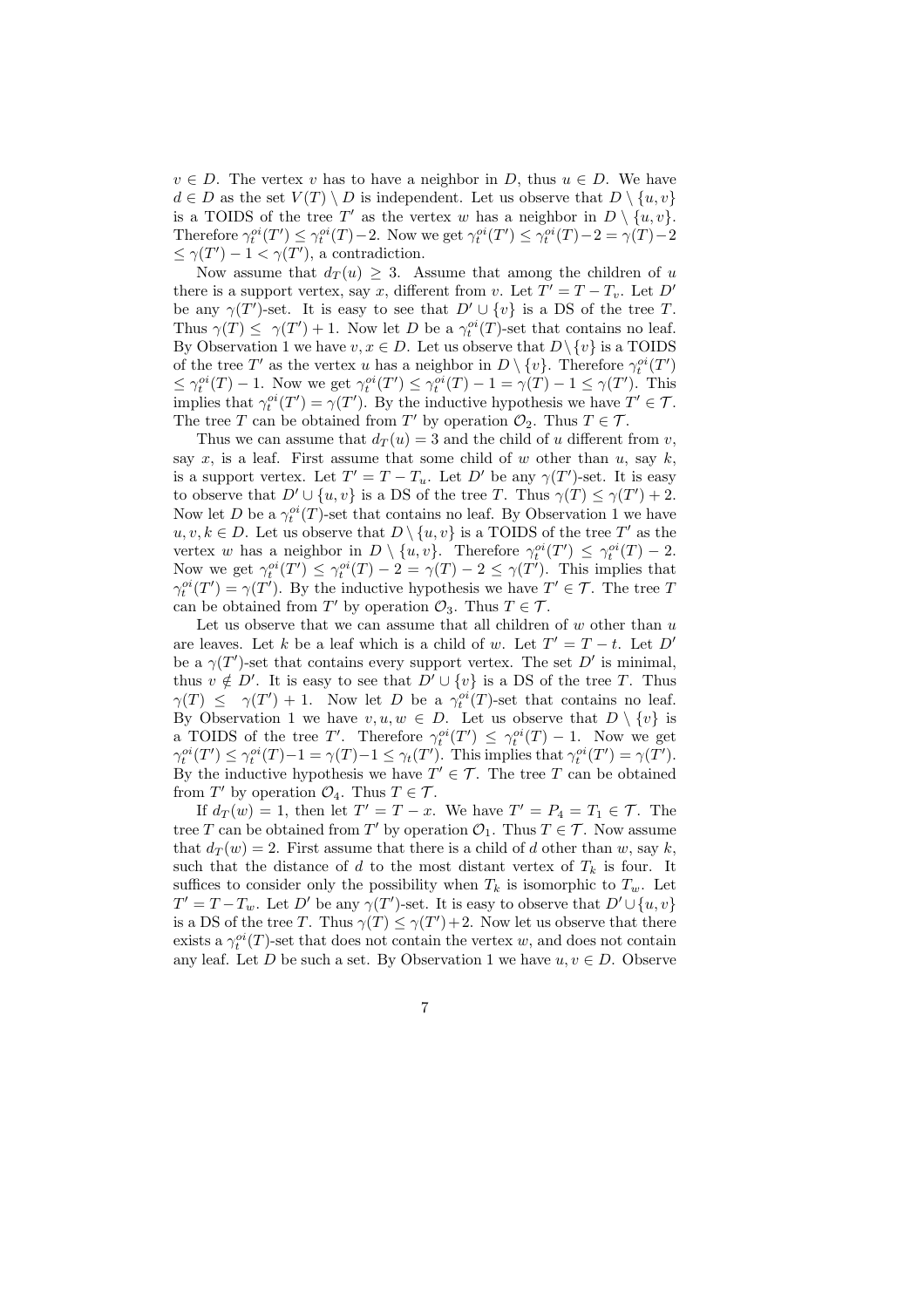$v \in D$. The vertex $v$ has to have a neighbor in $D$, thus $u \in D$. We have $d \in D$ as the set $V(T) \setminus D$ is independent. Let us observe that $D \setminus \{u, v\}$ is a TOIDS of the tree $T'$ as the vertex $w$ has a neighbor in $D \setminus \{u, v\}$. Therefore $\gamma_t^{oi}(T') \leq \gamma_t^{oi}(T) - 2$. Now we get $\gamma_t^{oi}(T') \leq \gamma_t^{oi}(T) - 2 = \gamma(T) - 2 \leq \gamma(T') - 1 < \gamma(T')$, a contradiction.

Now assume that $d_T(u) \geq 3$. Assume that among the children of $u$ there is a support vertex, say $x$, different from $v$. Let $T' = T - T_v$. Let $D'$ be any $\gamma(T')$-set. It is easy to see that $D' \cup \{v\}$ is a DS of the tree $T$. Thus $\gamma(T) \leq \gamma(T') + 1$. Now let $D$ be a $\gamma_t^{oi}(T)$-set that contains no leaf. By Observation 1 we have $v, x \in D$. Let us observe that $D \setminus \{v\}$ is a TOIDS of the tree $T'$ as the vertex $u$ has a neighbor in $D \setminus \{v\}$. Therefore $\gamma_t^{oi}(T') \leq \gamma_t^{oi}(T) - 1$. Now we get $\gamma_t^{oi}(T') \leq \gamma_t^{oi}(T) - 1 = \gamma(T) - 1 \leq \gamma(T')$. This implies that $\gamma_t^{oi}(T') = \gamma(T')$. By the inductive hypothesis we have $T' \in \mathcal{T}$. The tree $T$ can be obtained from $T'$ by operation $\mathcal{O}_2$. Thus $T \in \mathcal{T}$.

Thus we can assume that $d_T(u) = 3$ and the child of $u$ different from $v$, say $x$, is a leaf. First assume that some child of $w$ other than $u$, say $k$, is a support vertex. Let $T' = T - T_u$. Let $D'$ be any $\gamma(T')$-set. It is easy to observe that $D' \cup \{u, v\}$ is a DS of the tree $T$. Thus $\gamma(T) \leq \gamma(T') + 2$. Now let $D$ be a $\gamma_t^{oi}(T)$-set that contains no leaf. By Observation 1 we have $u, v, k \in D$. Let us observe that $D \setminus \{u, v\}$ is a TOIDS of the tree $T'$ as the vertex $w$ has a neighbor in $D \setminus \{u, v\}$. Therefore $\gamma_t^{oi}(T') \leq \gamma_t^{oi}(T) - 2$. Now we get $\gamma_t^{oi}(T') \leq \gamma_t^{oi}(T) - 2 = \gamma(T) - 2 \leq \gamma(T')$. This implies that $\gamma_t^{oi}(T') = \gamma(T')$. By the inductive hypothesis we have $T' \in \mathcal{T}$. The tree $T$ can be obtained from $T'$ by operation $\mathcal{O}_3$. Thus $T \in \mathcal{T}$.

Let us observe that we can assume that all children of $w$ other than $u$ are leaves. Let $k$ be a leaf which is a child of $w$. Let $T' = T - t$. Let $D'$ be a $\gamma(T')$-set that contains every support vertex. The set $D'$ is minimal, thus $v \notin D'$. It is easy to see that $D' \cup \{v\}$ is a DS of the tree $T$. Thus $\gamma(T) \leq \gamma(T') + 1$. Now let $D$ be a $\gamma_t^{oi}(T)$-set that contains no leaf. By Observation 1 we have $v, u, w \in D$. Let us observe that $D \setminus \{v\}$ is a TOIDS of the tree $T'$. Therefore $\gamma_t^{oi}(T') \leq \gamma_t^{oi}(T) - 1$. Now we get $\gamma_t^{oi}(T') \leq \gamma_t^{oi}(T) - 1 = \gamma_t(T) - 1 \leq \gamma_t^{oi}(T')$. This implies that $\gamma_t^{oi}(T') = \gamma(T')$. By the inductive hypothesis we have $T' \in \mathcal{T}$. The tree $T$ can be obtained from $T'$ by operation $\mathcal{O}_4$. Thus $T \in \mathcal{T}$.

If $d_T(w) = 1$, then let $T' = T - x$. We have $T' = P_4 = T_1 \in \mathcal{T}$. The tree $T$ can be obtained from $T'$ by operation $\mathcal{O}_1$. Thus $T \in \mathcal{T}$. Now assume that $d_T(w) = 2$. First assume that there is a child of $d$ other than $w$, say $k$, such that the distance of $d$ to the most distant vertex of $T_k$ is four. It suffices to consider only the possibility when $T_k$ is isomorphic to $T_w$. Let $T' = T - T_w$. Let $D'$ be any $\gamma(T')$-set. It is easy to observe that $D' \cup \{u, v\}$ is a DS of the tree $T$. Thus $\gamma(T) \leq \gamma(T') + 2$. Now let us observe that there exists a $\gamma_t^{oi}(T)$-set that does not contain the vertex $w$, and does not contain any leaf. Let $D$ be such a set. By Observation 1 we have $u, v \in D$. Observe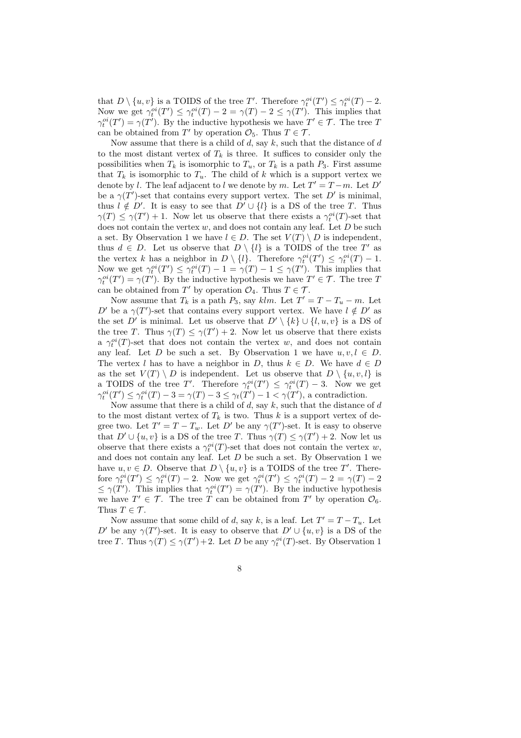that $D \setminus \{u, v\}$ is a TOIDS of the tree $T'$. Therefore $\gamma_t^{oi}(T') \le \gamma_t^{oi}(T) - 2$. Now we get $\gamma_t^{oi}(T') \le \gamma_t^{oi}(T) - 2 = \gamma(T) - 2 \le \gamma(T')$. This implies that $\gamma_t^{oi}(T') = \gamma(T')$. By the inductive hypothesis we have $T' \in \mathcal{T}$. The tree $T$ can be obtained from $T'$ by operation $\mathcal{O}_5$. Thus $T \in \mathcal{T}$.

Now assume that there is a child of $d$, say $k$, such that the distance of $d$ to the most distant vertex of $T_k$ is three. It suffices to consider only the possibilities when $T_k$ is isomorphic to $T_u$, or $T_k$ is a path $P_3$. First assume that $T_k$ is isomorphic to $T_u$. The child of $k$ which is a support vertex we denote by $l$. The leaf adjacent to $l$ we denote by $m$. Let $T' = T - m$. Let $D'$ be a $\gamma(T')$-set that contains every support vertex. The set $D'$ is minimal, thus $l \notin D'$. It is easy to see that $D' \cup \{l\}$ is a DS of the tree $T$. Thus $\gamma(T) \le \gamma(T') + 1$. Now let us observe that there exists a $\gamma_t^{oi}(T)$-set that does not contain the vertex $w$, and does not contain any leaf. Let $D$ be such a set. By Observation 1 we have $l \in D$. The set $V(T) \setminus D$ is independent, thus $d \in D$. Let us observe that $D \setminus \{l\}$ is a TOIDS of the tree $T'$ as the vertex $k$ has a neighbor in $D \setminus \{l\}$. Therefore $\gamma_t^{oi}(T') \le \gamma_t^{oi}(T) - 1$. Now we get $\gamma_t^{oi}(T') \le \gamma_t^{oi}(T) - 1 = \gamma(T) - 1 \le \gamma(T')$. This implies that $\gamma_t^{oi}(T') = \gamma(T')$. By the inductive hypothesis we have $T' \in \mathcal{T}$. The tree $T$ can be obtained from $T'$ by operation $\mathcal{O}_4$. Thus $T \in \mathcal{T}$.

Now assume that $T_k$ is a path $P_3$, say $klm$. Let $T' = T - T_u - m$. Let $D'$ be a $\gamma(T')$-set that contains every support vertex. We have $l \notin D'$ as the set $D'$ is minimal. Let us observe that $D' \setminus \{k\} \cup \{l, u, v\}$ is a DS of the tree $T$. Thus $\gamma(T) \le \gamma(T') + 2$. Now let us observe that there exists a $\gamma_t^{oi}(T)$-set that does not contain the vertex $w$, and does not contain any leaf. Let $D$ be such a set. By Observation 1 we have $u, v, l \in D$. The vertex $l$ has to have a neighbor in $D$, thus $k \in D$. We have $d \in D$ as the set $V(T) \setminus D$ is independent. Let us observe that $D \setminus \{u, v, l\}$ is a TOIDS of the tree $T'$. Therefore $\gamma_t^{oi}(T') \le \gamma_t^{oi}(T) - 3$. Now we get $\gamma_t^{oi}(T') \le \gamma_t^{oi}(T) - 3 = \gamma(T) - 3 \le \gamma_t(T') - 1 < \gamma(T')$, a contradiction.

Now assume that there is a child of $d$, say $k$, such that the distance of $d$ to the most distant vertex of $T_k$ is two. Thus $k$ is a support vertex of degree two. Let $T' = T - T_w$. Let $D'$ be any $\gamma(T')$-set. It is easy to observe that $D' \cup \{u, v\}$ is a DS of the tree $T$. Thus $\gamma(T) \le \gamma(T') + 2$. Now let us observe that there exists a $\gamma_t^{oi}(T)$-set that does not contain the vertex $w$, and does not contain any leaf. Let $D$ be such a set. By Observation 1 we have $u, v \in D$. Observe that $D \setminus \{u, v\}$ is a TOIDS of the tree $T'$. Therefore $\gamma_t^{oi}(T') \le \gamma_t^{oi}(T) - 2$. Now we get $\gamma_t^{oi}(T') \le \gamma_t^{oi}(T) - 2 = \gamma(T) - 2 \le \gamma(T')$. This implies that $\gamma_t^{oi}(T') = \gamma(T')$. By the inductive hypothesis we have $T' \in \mathcal{T}$. The tree $T$ can be obtained from $T'$ by operation $\mathcal{O}_6$. Thus $T \in \mathcal{T}$.

Now assume that some child of $d$, say $k$, is a leaf. Let $T' = T - T_u$. Let $D'$ be any $\gamma(T')$-set. It is easy to observe that $D' \cup \{u, v\}$ is a DS of the tree $T$. Thus $\gamma(T) \le \gamma(T') + 2$. Let $D$ be any $\gamma_t^{oi}(T)$-set. By Observation 1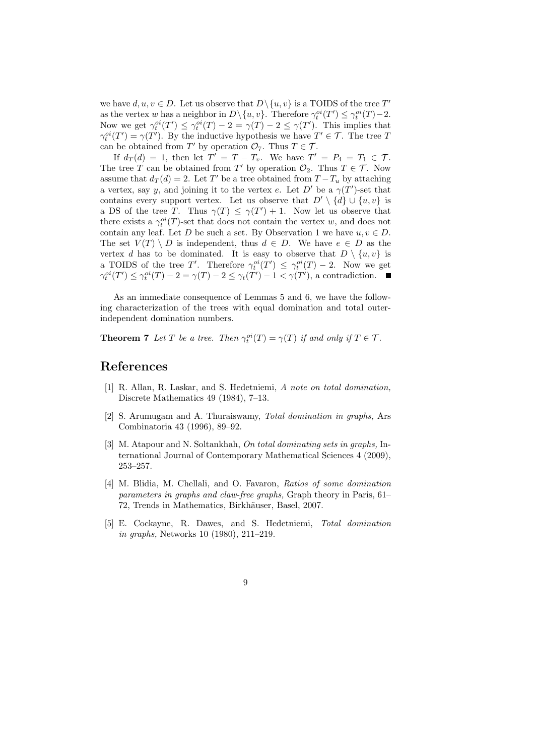we have $d, u, v \in D$. Let us observe that $D \setminus \{u, v\}$ is a TOIDS of the tree $T'$ as the vertex $w$ has a neighbor in $D \setminus \{u, v\}$. Therefore $\gamma_t^{oi}(T') \le \gamma_t^{oi}(T) - 2$. Now we get $\gamma_t^{oi}(T') \le \gamma_t^{oi}(T) - 2 = \gamma(T) - 2 \le \gamma(T')$. This implies that $\gamma_t^{oi}(T') = \gamma(T')$. By the inductive hypothesis we have $T' \in \mathcal{T}$. The tree $T$ can be obtained from $T'$ by operation $\mathcal{O}_7$. Thus $T \in \mathcal{T}$.

If $d_T(d) = 1$, then let $T' = T - T_v$. We have $T' = P_4 = T_1 \in \mathcal{T}$. The tree $T$ can be obtained from $T'$ by operation $\mathcal{O}_2$. Thus $T \in \mathcal{T}$. Now assume that $d_T(d) = 2$. Let $T'$ be a tree obtained from $T - T_u$ by attaching a vertex, say $y$, and joining it to the vertex $e$. Let $D'$ be a $\gamma(T')$-set that contains every support vertex. Let us observe that $D' \setminus \{d\} \cup \{u, v\}$ is a DS of the tree $T$. Thus $\gamma(T) \le \gamma(T') + 1$. Now let us observe that there exists a $\gamma_t^{oi}(T)$-set that does not contain the vertex $w$, and does not contain any leaf. Let $D$ be such a set. By Observation 1 we have $u, v \in D$. The set $V(T) \setminus D$ is independent, thus $d \in D$. We have $e \in D$ as the vertex $d$ has to be dominated. It is easy to observe that $D \setminus \{u, v\}$ is a TOIDS of the tree $T'$. Therefore $\gamma_t^{oi}(T') \le \gamma_t^{oi}(T) - 2$. Now we get $\gamma_t^{oi}(T') \le \gamma_t^{oi}(T) - 2 = \gamma(T) - 2 \le \gamma_t(T') - 1 < \gamma(T')$, a contradiction. ■

As an immediate consequence of Lemmas 5 and 6, we have the following characterization of the trees with equal domination and total outer-independent domination numbers.

**Theorem 7** *Let $T$ be a tree. Then $\gamma_t^{oi}(T) = \gamma(T)$ if and only if $T \in \mathcal{T}$.*

# References

[1] R. Allan, R. Laskar, and S. Hedetniemi, *A note on total domination,* Discrete Mathematics 49 (1984), 7–13.

[2] S. Arumugam and A. Thuraiswamy, *Total domination in graphs,* Ars Combinatoria 43 (1996), 89–92.

[3] M. Atapour and N. Soltankhah, *On total dominating sets in graphs,* International Journal of Contemporary Mathematical Sciences 4 (2009), 253–257.

[4] M. Blidia, M. Chellali, and O. Favaron, *Ratios of some domination parameters in graphs and claw-free graphs,* Graph theory in Paris, 61–72, Trends in Mathematics, Birkhäuser, Basel, 2007.

[5] E. Cockayne, R. Dawes, and S. Hedetniemi, *Total domination in graphs,* Networks 10 (1980), 211–219.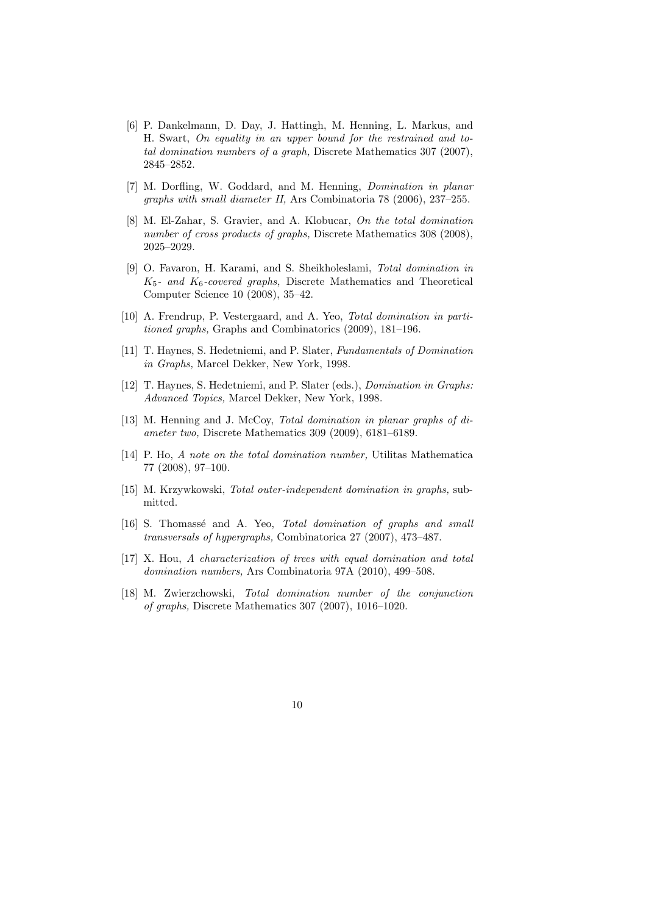[6] P. Dankelmann, D. Day, J. Hattingh, M. Henning, L. Markus, and H. Swart, *On equality in an upper bound for the restrained and total domination numbers of a graph,* Discrete Mathematics 307 (2007), 2845–2852.

[7] M. Dorfling, W. Goddard, and M. Henning, *Domination in planar graphs with small diameter II,* Ars Combinatoria 78 (2006), 237–255.

[8] M. El-Zahar, S. Gravier, and A. Klobucar, *On the total domination number of cross products of graphs,* Discrete Mathematics 308 (2008), 2025–2029.

[9] O. Favaron, H. Karami, and S. Sheikholeslami, *Total domination in $K_5$- and $K_6$-covered graphs,* Discrete Mathematics and Theoretical Computer Science 10 (2008), 35–42.

[10] A. Frendrup, P. Vestergaard, and A. Yeo, *Total domination in partitioned graphs,* Graphs and Combinatorics (2009), 181–196.

[11] T. Haynes, S. Hedetniemi, and P. Slater, *Fundamentals of Domination in Graphs,* Marcel Dekker, New York, 1998.

[12] T. Haynes, S. Hedetniemi, and P. Slater (eds.), *Domination in Graphs: Advanced Topics,* Marcel Dekker, New York, 1998.

[13] M. Henning and J. McCoy, *Total domination in planar graphs of diameter two,* Discrete Mathematics 309 (2009), 6181–6189.

[14] P. Ho, *A note on the total domination number,* Utilitas Mathematica 77 (2008), 97–100.

[15] M. Krzywkowski, *Total outer-independent domination in graphs,* submitted.

[16] S. Thomassé and A. Yeo, *Total domination of graphs and small transversals of hypergraphs,* Combinatorica 27 (2007), 473–487.

[17] X. Hou, *A characterization of trees with equal domination and total domination numbers,* Ars Combinatoria 97A (2010), 499–508.

[18] M. Zwierzchowski, *Total domination number of the conjunction of graphs,* Discrete Mathematics 307 (2007), 1016–1020.